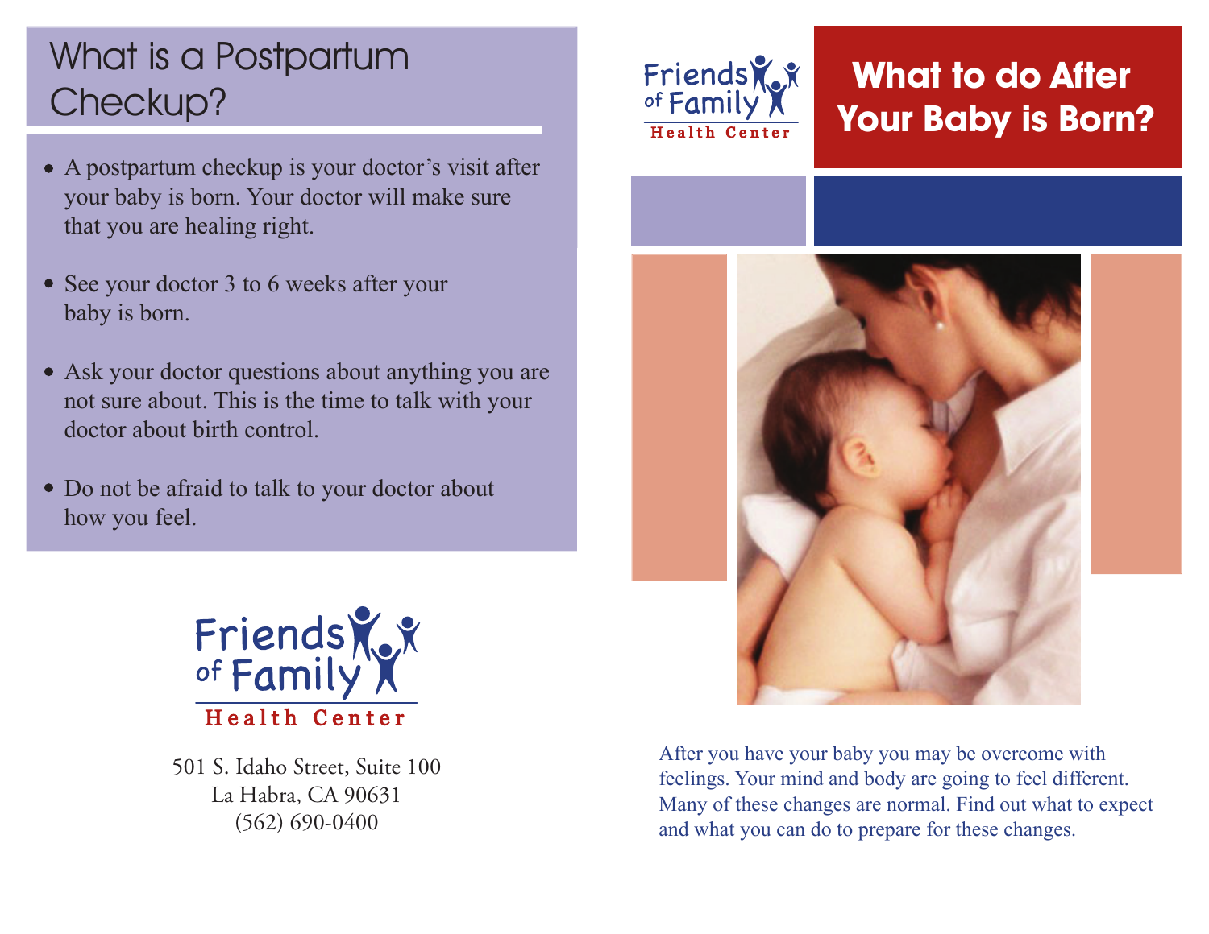## What is a Postpartum Checkup?

- A postpartum checkup is your doctor's visit after your baby is born. Your doctor will make sure that you are healing right.
- See your doctor 3 to 6 weeks after your baby is born.
- Ask your doctor questions about anything you are not sure about. This is the time to talk with your doctor about birth control.
- Do not be afraid to talk to your doctor about how you feel.

Friends of Family Health Center

501 S. Idaho Street, Suite 100
La Habra, CA 90631
(562) 690-0400

Friends of Family Health Center

# What to do After Your Baby is Born?

After you have your baby you may be overcome with feelings. Your mind and body are going to feel different. Many of these changes are normal. Find out what to expect and what you can do to prepare for these changes.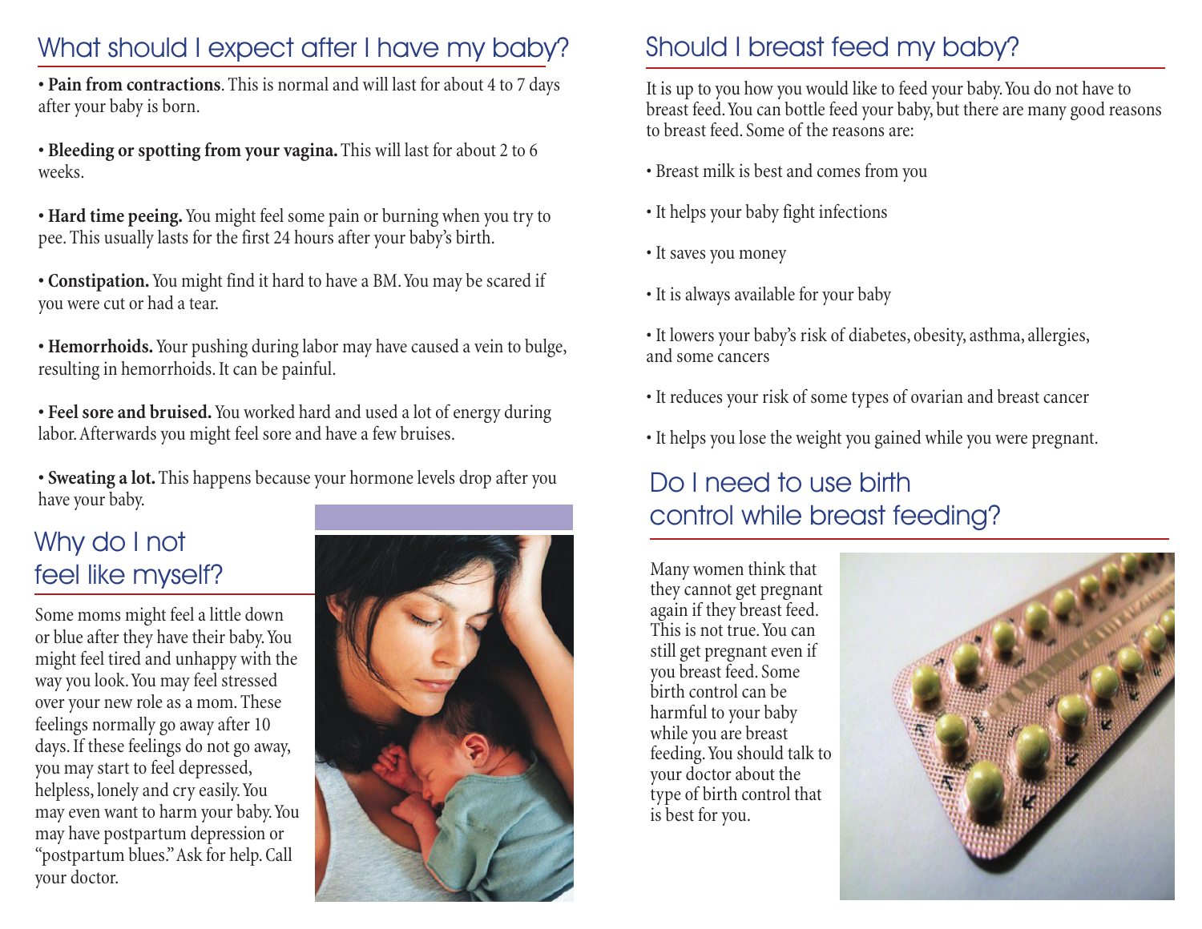## What should I expect after I have my baby?

- **Pain from contractions**. This is normal and will last for about 4 to 7 days after your baby is born.

- **Bleeding or spotting from your vagina.** This will last for about 2 to 6 weeks.

- **Hard time peeing.** You might feel some pain or burning when you try to pee. This usually lasts for the first 24 hours after your baby's birth.

- **Constipation.** You might find it hard to have a BM. You may be scared if you were cut or had a tear.

- **Hemorrhoids.** Your pushing during labor may have caused a vein to bulge, resulting in hemorrhoids. It can be painful.

- **Feel sore and bruised.** You worked hard and used a lot of energy during labor. Afterwards you might feel sore and have a few bruises.

- **Sweating a lot.** This happens because your hormone levels drop after you have your baby.

## Why do I not feel like myself?

Some moms might feel a little down or blue after they have their baby. You might feel tired and unhappy with the way you look. You may feel stressed over your new role as a mom. These feelings normally go away after 10 days. If these feelings do not go away, you may start to feel depressed, helpless, lonely and cry easily. You may even want to harm your baby. You may have postpartum depression or "postpartum blues." Ask for help. Call your doctor.

## Should I breast feed my baby?

It is up to you how you would like to feed your baby. You do not have to breast feed. You can bottle feed your baby, but there are many good reasons to breast feed. Some of the reasons are:

- Breast milk is best and comes from you

- It helps your baby fight infections

- It saves you money

- It is always available for your baby

- It lowers your baby's risk of diabetes, obesity, asthma, allergies, and some cancers

- It reduces your risk of some types of ovarian and breast cancer

- It helps you lose the weight you gained while you were pregnant.

## Do I need to use birth control while breast feeding?

Many women think that they cannot get pregnant again if they breast feed. This is not true. You can still get pregnant even if you breast feed. Some birth control can be harmful to your baby while you are breast feeding. You should talk to your doctor about the type of birth control that is best for you.